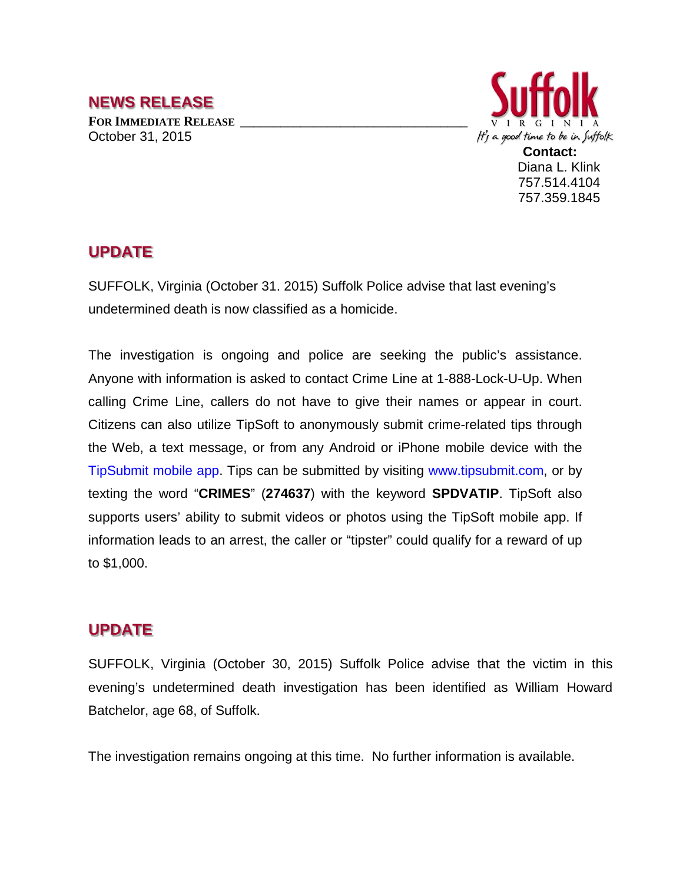# NEWS RELEASE

**FOR IMMEDIATE RELEASE**
October 31, 2015

Suffolk
VIRGINIA
*It's a good time to be in Suffolk*

**Contact:**
Diana L. Klink
757.514.4104
757.359.1845

## UPDATE

SUFFOLK, Virginia (October 31. 2015) Suffolk Police advise that last evening's undetermined death is now classified as a homicide.

The investigation is ongoing and police are seeking the public's assistance. Anyone with information is asked to contact Crime Line at 1-888-Lock-U-Up. When calling Crime Line, callers do not have to give their names or appear in court. Citizens can also utilize TipSoft to anonymously submit crime-related tips through the Web, a text message, or from any Android or iPhone mobile device with the TipSubmit mobile app. Tips can be submitted by visiting www.tipsubmit.com, or by texting the word "**CRIMES**" (**274637**) with the keyword **SPDVATIP**. TipSoft also supports users' ability to submit videos or photos using the TipSoft mobile app. If information leads to an arrest, the caller or "tipster" could qualify for a reward of up to $1,000.

## UPDATE

SUFFOLK, Virginia (October 30, 2015) Suffolk Police advise that the victim in this evening's undetermined death investigation has been identified as William Howard Batchelor, age 68, of Suffolk.

The investigation remains ongoing at this time. No further information is available.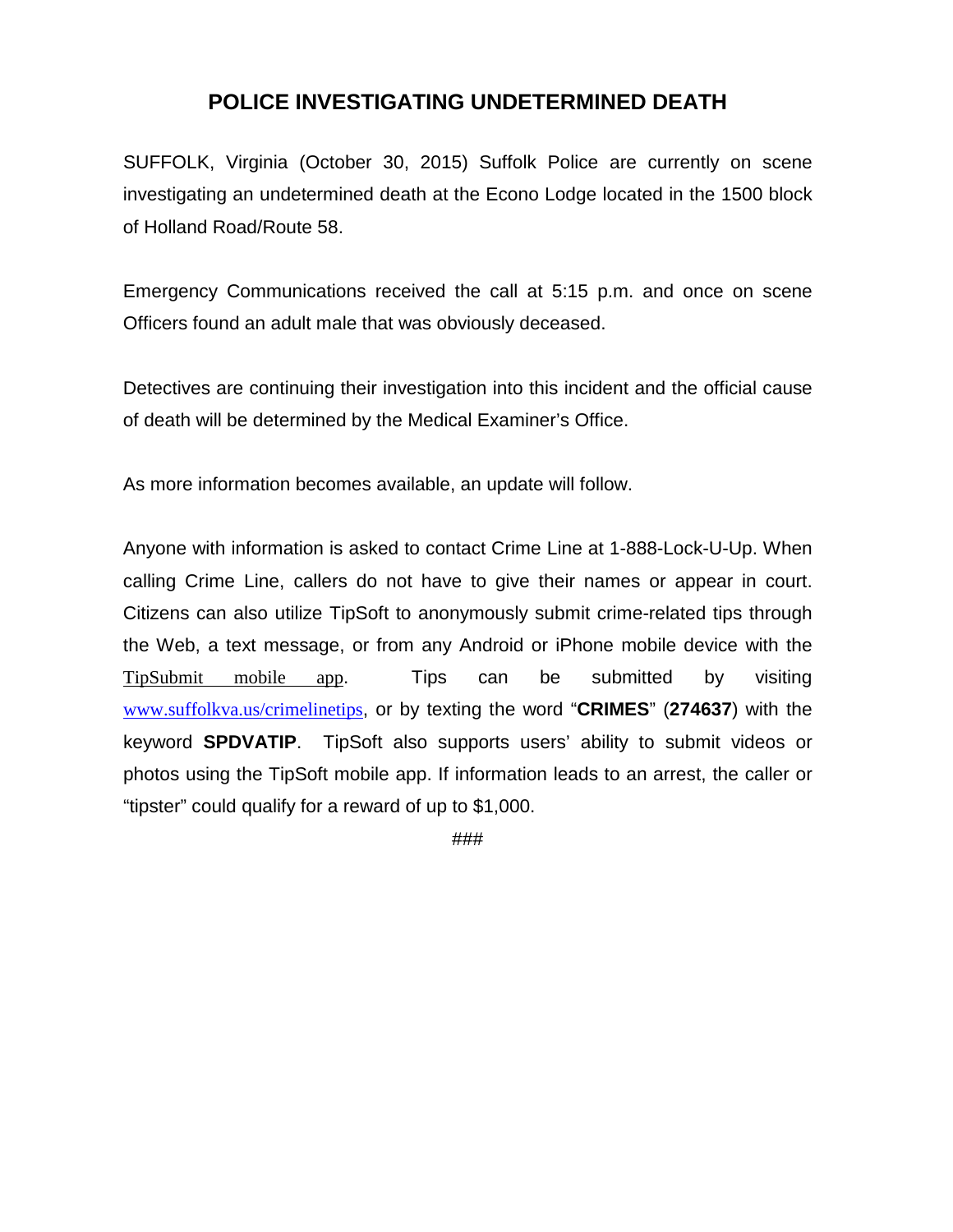# POLICE INVESTIGATING UNDETERMINED DEATH

SUFFOLK, Virginia (October 30, 2015) Suffolk Police are currently on scene investigating an undetermined death at the Econo Lodge located in the 1500 block of Holland Road/Route 58.

Emergency Communications received the call at 5:15 p.m. and once on scene Officers found an adult male that was obviously deceased.

Detectives are continuing their investigation into this incident and the official cause of death will be determined by the Medical Examiner's Office.

As more information becomes available, an update will follow.

Anyone with information is asked to contact Crime Line at 1-888-Lock-U-Up. When calling Crime Line, callers do not have to give their names or appear in court. Citizens can also utilize TipSoft to anonymously submit crime-related tips through the Web, a text message, or from any Android or iPhone mobile device with the TipSubmit mobile app. Tips can be submitted by visiting www.suffolkva.us/crimelinetips, or by texting the word "**CRIMES**" (**274637**) with the keyword **SPDVATIP**. TipSoft also supports users' ability to submit videos or photos using the TipSoft mobile app. If information leads to an arrest, the caller or "tipster" could qualify for a reward of up to $1,000.

###